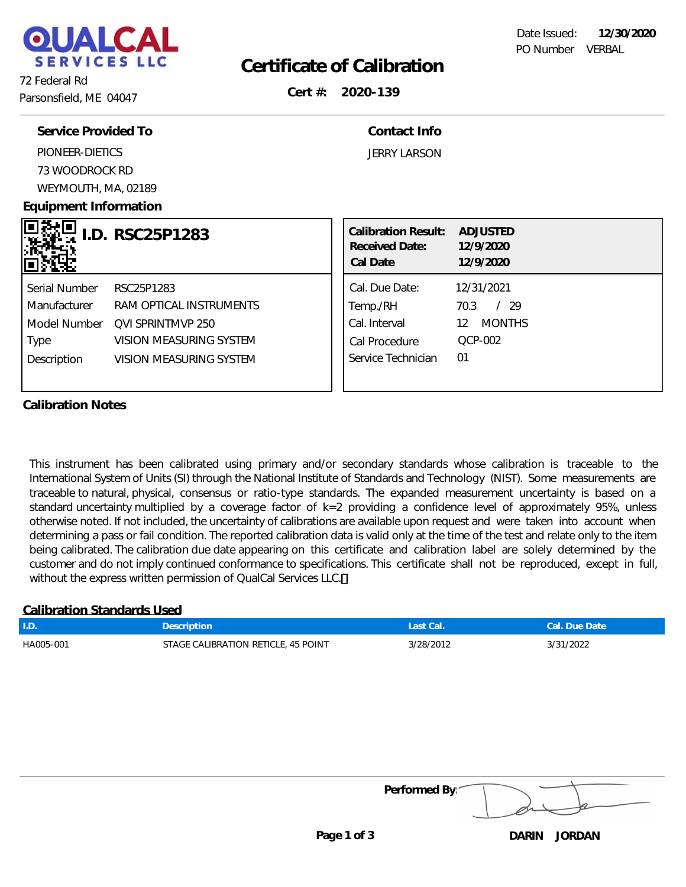# QUALCAL SERVICES LLC

72 Federal Rd
Parsonsfield, ME 04047

Date Issued: **12/30/2020**
PO Number VERBAL

## Certificate of Calibration

**Cert #: 2020-139**

### Service Provided To

PIONEER-DIETICS
73 WOODROCK RD
WEYMOUTH, MA, 02189

### Contact Info

JERRY LARSON

### Equipment Information

**I.D. RSC25P1283**

| | |
|---|---|
| Serial Number | RSC25P1283 |
| Manufacturer | RAM OPTICAL INSTRUMENTS |
| Model Number | QVI SPRINTMVP 250 |
| Type | VISION MEASURING SYSTEM |
| Description | VISION MEASURING SYSTEM |

| | |
|---|---|
| **Calibration Result:** | **ADJUSTED** |
| **Received Date:** | **12/9/2020** |
| **Cal Date** | **12/9/2020** |
| Cal. Due Date: | 12/31/2021 |
| Temp./RH | 70.3 / 29 |
| Cal. Interval | 12 MONTHS |
| Cal Procedure | QCP-002 |
| Service Technician | 01 |

### Calibration Notes

This instrument has been calibrated using primary and/or secondary standards whose calibration is traceable to the International System of Units (SI) through the National Institute of Standards and Technology (NIST). Some measurements are traceable to natural, physical, consensus or ratio-type standards. The expanded measurement uncertainty is based on a standard uncertainty multiplied by a coverage factor of k=2 providing a confidence level of approximately 95%, unless otherwise noted. If not included, the uncertainty of calibrations are available upon request and were taken into account when determining a pass or fail condition. The reported calibration data is valid only at the time of the test and relate only to the item being calibrated. The calibration due date appearing on this certificate and calibration label are solely determined by the customer and do not imply continued conformance to specifications. This certificate shall not be reproduced, except in full, without the express written permission of QualCal Services LLC.

### Calibration Standards Used

| I.D. | Description | Last Cal. | Cal. Due Date |
|---|---|---|---|
| HA005-001 | STAGE CALIBRATION RETICLE, 45 POINT | 3/28/2012 | 3/31/2022 |

**Performed By:**

DARIN JORDAN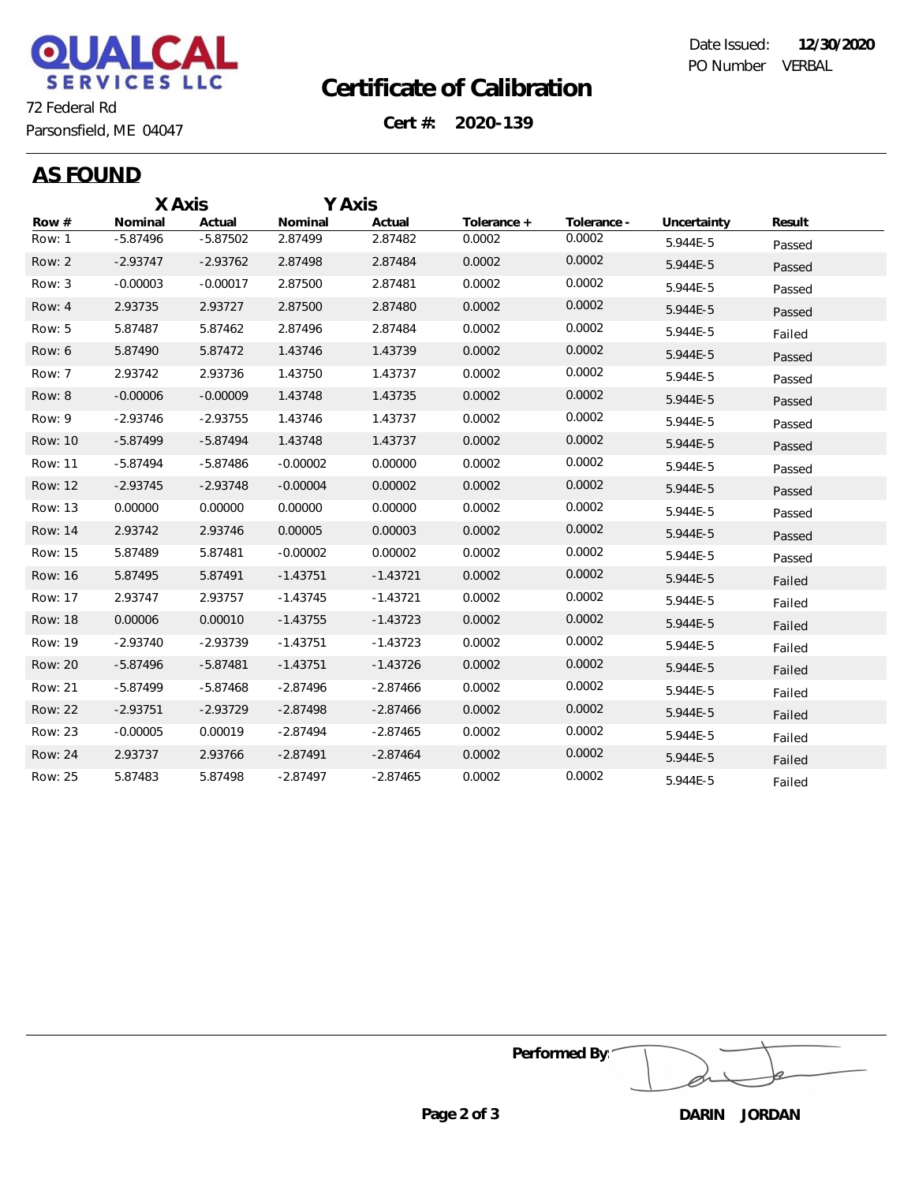QUALCAL SERVICES LLC

72 Federal Rd
Parsonsfield, ME 04047

Date Issued: **12/30/2020**
PO Number VERBAL

# Certificate of Calibration

**Cert #: 2020-139**

## AS FOUND

| | X Axis | | Y Axis | | | | | |
|---|---|---|---|---|---|---|---|---|
| **Row #** | **Nominal** | **Actual** | **Nominal** | **Actual** | **Tolerance +** | **Tolerance -** | **Uncertainty** | **Result** |
| Row: 1 | -5.87496 | -5.87502 | 2.87499 | 2.87482 | 0.0002 | 0.0002 | 5.944E-5 | Passed |
| Row: 2 | -2.93747 | -2.93762 | 2.87498 | 2.87484 | 0.0002 | 0.0002 | 5.944E-5 | Passed |
| Row: 3 | -0.00003 | -0.00017 | 2.87500 | 2.87481 | 0.0002 | 0.0002 | 5.944E-5 | Passed |
| Row: 4 | 2.93735 | 2.93727 | 2.87500 | 2.87480 | 0.0002 | 0.0002 | 5.944E-5 | Passed |
| Row: 5 | 5.87487 | 5.87462 | 2.87496 | 2.87484 | 0.0002 | 0.0002 | 5.944E-5 | Failed |
| Row: 6 | 5.87490 | 5.87472 | 1.43746 | 1.43739 | 0.0002 | 0.0002 | 5.944E-5 | Passed |
| Row: 7 | 2.93742 | 2.93736 | 1.43750 | 1.43737 | 0.0002 | 0.0002 | 5.944E-5 | Passed |
| Row: 8 | -0.00006 | -0.00009 | 1.43748 | 1.43735 | 0.0002 | 0.0002 | 5.944E-5 | Passed |
| Row: 9 | -2.93746 | -2.93755 | 1.43746 | 1.43737 | 0.0002 | 0.0002 | 5.944E-5 | Passed |
| Row: 10 | -5.87499 | -5.87494 | 1.43748 | 1.43737 | 0.0002 | 0.0002 | 5.944E-5 | Passed |
| Row: 11 | -5.87494 | -5.87486 | -0.00002 | 0.00000 | 0.0002 | 0.0002 | 5.944E-5 | Passed |
| Row: 12 | -2.93745 | -2.93748 | -0.00004 | 0.00002 | 0.0002 | 0.0002 | 5.944E-5 | Passed |
| Row: 13 | 0.00000 | 0.00000 | 0.00000 | 0.00000 | 0.0002 | 0.0002 | 5.944E-5 | Passed |
| Row: 14 | 2.93742 | 2.93746 | 0.00005 | 0.00003 | 0.0002 | 0.0002 | 5.944E-5 | Passed |
| Row: 15 | 5.87489 | 5.87481 | -0.00002 | 0.00002 | 0.0002 | 0.0002 | 5.944E-5 | Passed |
| Row: 16 | 5.87495 | 5.87491 | -1.43751 | -1.43721 | 0.0002 | 0.0002 | 5.944E-5 | Failed |
| Row: 17 | 2.93747 | 2.93757 | -1.43745 | -1.43721 | 0.0002 | 0.0002 | 5.944E-5 | Failed |
| Row: 18 | 0.00006 | 0.00010 | -1.43755 | -1.43723 | 0.0002 | 0.0002 | 5.944E-5 | Failed |
| Row: 19 | -2.93740 | -2.93739 | -1.43751 | -1.43723 | 0.0002 | 0.0002 | 5.944E-5 | Failed |
| Row: 20 | -5.87496 | -5.87481 | -1.43751 | -1.43726 | 0.0002 | 0.0002 | 5.944E-5 | Failed |
| Row: 21 | -5.87499 | -5.87468 | -2.87496 | -2.87466 | 0.0002 | 0.0002 | 5.944E-5 | Failed |
| Row: 22 | -2.93751 | -2.93729 | -2.87498 | -2.87466 | 0.0002 | 0.0002 | 5.944E-5 | Failed |
| Row: 23 | -0.00005 | 0.00019 | -2.87494 | -2.87465 | 0.0002 | 0.0002 | 5.944E-5 | Failed |
| Row: 24 | 2.93737 | 2.93766 | -2.87491 | -2.87464 | 0.0002 | 0.0002 | 5.944E-5 | Failed |
| Row: 25 | 5.87483 | 5.87498 | -2.87497 | -2.87465 | 0.0002 | 0.0002 | 5.944E-5 | Failed |

**Performed By:**

**DARIN JORDAN**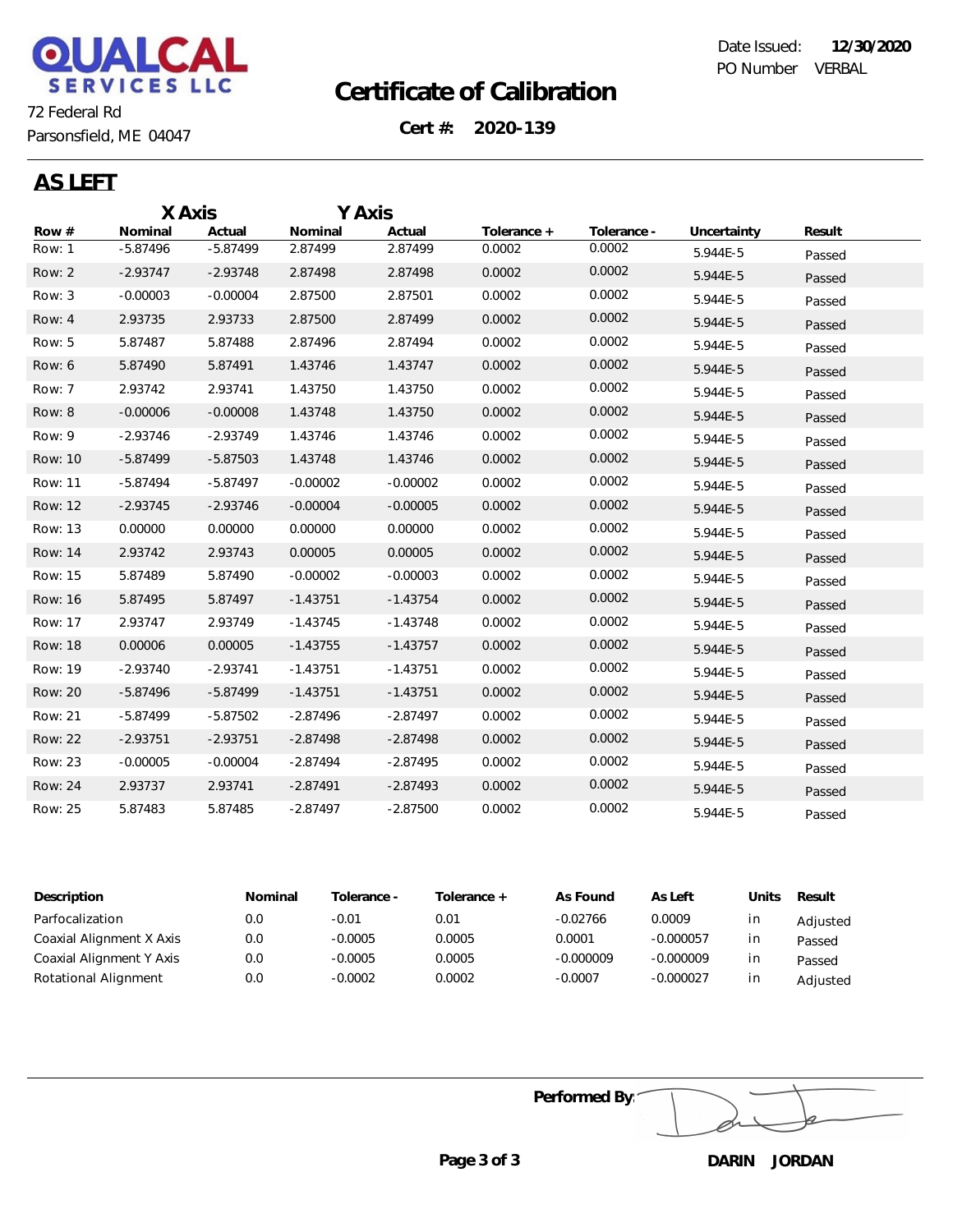**QUALCAL SERVICES LLC**

72 Federal Rd
Parsonsfield, ME 04047

# Certificate of Calibration

**Cert #: 2020-139**

Date Issued: **12/30/2020**
PO Number VERBAL

## AS LEFT

| | X Axis | | Y Axis | | | | | |
|---|---|---|---|---|---|---|---|---|
| Row # | Nominal | Actual | Nominal | Actual | Tolerance + | Tolerance - | Uncertainty | Result |
| Row: 1 | -5.87496 | -5.87499 | 2.87499 | 2.87499 | 0.0002 | 0.0002 | 5.944E-5 | Passed |
| Row: 2 | -2.93747 | -2.93748 | 2.87498 | 2.87498 | 0.0002 | 0.0002 | 5.944E-5 | Passed |
| Row: 3 | -0.00003 | -0.00004 | 2.87500 | 2.87501 | 0.0002 | 0.0002 | 5.944E-5 | Passed |
| Row: 4 | 2.93735 | 2.93733 | 2.87500 | 2.87499 | 0.0002 | 0.0002 | 5.944E-5 | Passed |
| Row: 5 | 5.87487 | 5.87488 | 2.87496 | 2.87494 | 0.0002 | 0.0002 | 5.944E-5 | Passed |
| Row: 6 | 5.87490 | 5.87491 | 1.43746 | 1.43747 | 0.0002 | 0.0002 | 5.944E-5 | Passed |
| Row: 7 | 2.93742 | 2.93741 | 1.43750 | 1.43750 | 0.0002 | 0.0002 | 5.944E-5 | Passed |
| Row: 8 | -0.00006 | -0.00008 | 1.43748 | 1.43750 | 0.0002 | 0.0002 | 5.944E-5 | Passed |
| Row: 9 | -2.93746 | -2.93749 | 1.43746 | 1.43746 | 0.0002 | 0.0002 | 5.944E-5 | Passed |
| Row: 10 | -5.87499 | -5.87503 | 1.43748 | 1.43746 | 0.0002 | 0.0002 | 5.944E-5 | Passed |
| Row: 11 | -5.87494 | -5.87497 | -0.00002 | -0.00002 | 0.0002 | 0.0002 | 5.944E-5 | Passed |
| Row: 12 | -2.93745 | -2.93746 | -0.00004 | -0.00005 | 0.0002 | 0.0002 | 5.944E-5 | Passed |
| Row: 13 | 0.00000 | 0.00000 | 0.00000 | 0.00000 | 0.0002 | 0.0002 | 5.944E-5 | Passed |
| Row: 14 | 2.93742 | 2.93743 | 0.00005 | 0.00005 | 0.0002 | 0.0002 | 5.944E-5 | Passed |
| Row: 15 | 5.87489 | 5.87490 | -0.00002 | -0.00003 | 0.0002 | 0.0002 | 5.944E-5 | Passed |
| Row: 16 | 5.87495 | 5.87497 | -1.43751 | -1.43754 | 0.0002 | 0.0002 | 5.944E-5 | Passed |
| Row: 17 | 2.93747 | 2.93749 | -1.43745 | -1.43748 | 0.0002 | 0.0002 | 5.944E-5 | Passed |
| Row: 18 | 0.00006 | 0.00005 | -1.43755 | -1.43757 | 0.0002 | 0.0002 | 5.944E-5 | Passed |
| Row: 19 | -2.93740 | -2.93741 | -1.43751 | -1.43751 | 0.0002 | 0.0002 | 5.944E-5 | Passed |
| Row: 20 | -5.87496 | -5.87499 | -1.43751 | -1.43751 | 0.0002 | 0.0002 | 5.944E-5 | Passed |
| Row: 21 | -5.87499 | -5.87502 | -2.87496 | -2.87497 | 0.0002 | 0.0002 | 5.944E-5 | Passed |
| Row: 22 | -2.93751 | -2.93751 | -2.87498 | -2.87498 | 0.0002 | 0.0002 | 5.944E-5 | Passed |
| Row: 23 | -0.00005 | -0.00004 | -2.87494 | -2.87495 | 0.0002 | 0.0002 | 5.944E-5 | Passed |
| Row: 24 | 2.93737 | 2.93741 | -2.87491 | -2.87493 | 0.0002 | 0.0002 | 5.944E-5 | Passed |
| Row: 25 | 5.87483 | 5.87485 | -2.87497 | -2.87500 | 0.0002 | 0.0002 | 5.944E-5 | Passed |

| Description | Nominal | Tolerance - | Tolerance + | As Found | As Left | Units | Result |
|---|---|---|---|---|---|---|---|
| Parfocalization | 0.0 | -0.01 | 0.01 | -0.02766 | 0.0009 | in | Adjusted |
| Coaxial Alignment X Axis | 0.0 | -0.0005 | 0.0005 | 0.0001 | -0.000057 | in | Passed |
| Coaxial Alignment Y Axis | 0.0 | -0.0005 | 0.0005 | -0.000009 | -0.000009 | in | Passed |
| Rotational Alignment | 0.0 | -0.0002 | 0.0002 | -0.0007 | -0.000027 | in | Adjusted |

**Performed By:**

**DARIN JORDAN**